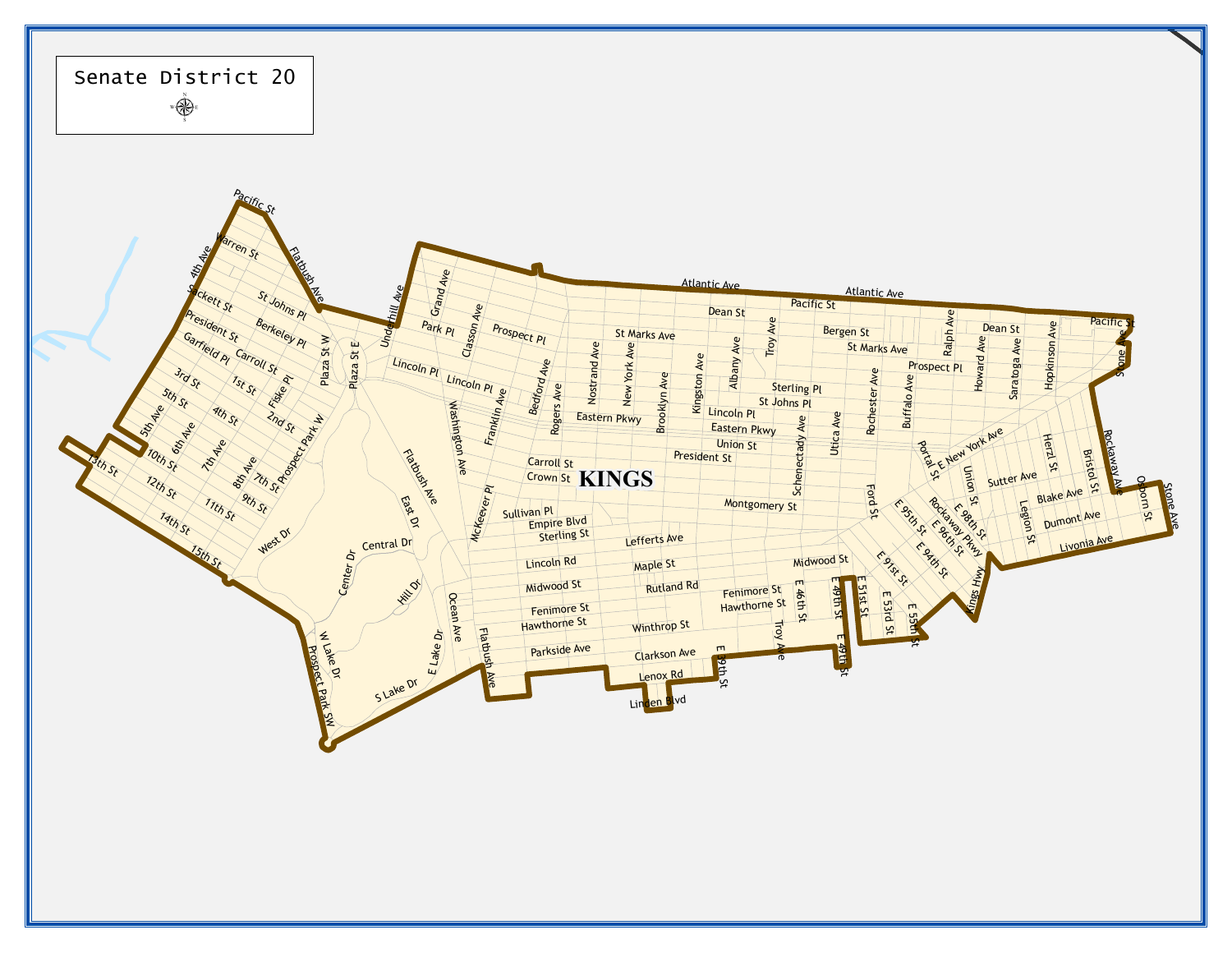# Senate District 20

KINGS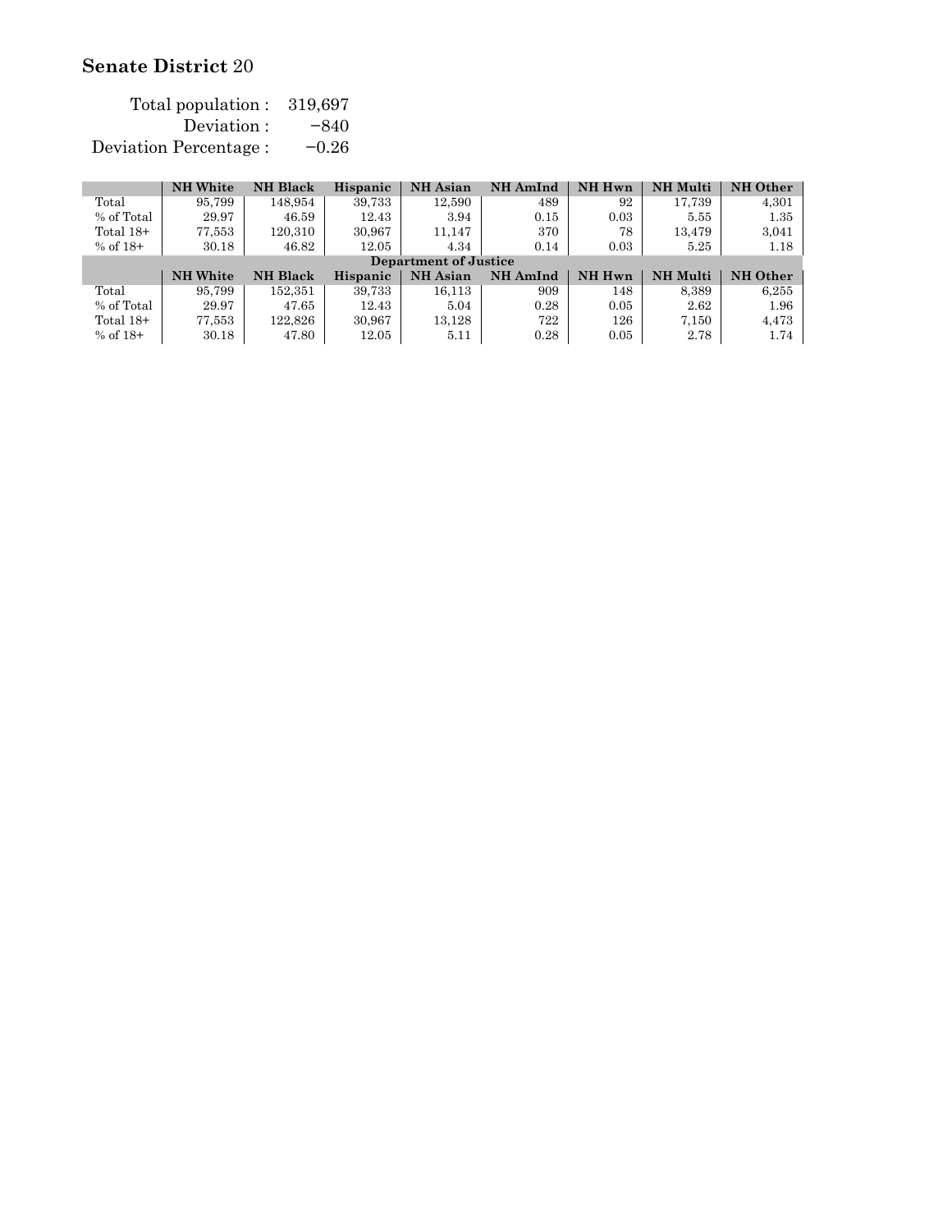## **Senate District** 20

Total population : 319,697
Deviation : −840
Deviation Percentage : −0.26

| | NH White | NH Black | Hispanic | NH Asian | NH AmInd | NH Hwn | NH Multi | NH Other |
|---|---|---|---|---|---|---|---|---|
| Total | 95,799 | 148,954 | 39,733 | 12,590 | 489 | 92 | 17,739 | 4,301 |
| % of Total | 29.97 | 46.59 | 12.43 | 3.94 | 0.15 | 0.03 | 5.55 | 1.35 |
| Total 18+ | 77,553 | 120,310 | 30,967 | 11,147 | 370 | 78 | 13,479 | 3,041 |
| % of 18+ | 30.18 | 46.82 | 12.05 | 4.34 | 0.14 | 0.03 | 5.25 | 1.18 |
| **Department of Justice** | | | | | | | | |
| | **NH White** | **NH Black** | **Hispanic** | **NH Asian** | **NH AmInd** | **NH Hwn** | **NH Multi** | **NH Other** |
| Total | 95,799 | 152,351 | 39,733 | 16,113 | 909 | 148 | 8,389 | 6,255 |
| % of Total | 29.97 | 47.65 | 12.43 | 5.04 | 0.28 | 0.05 | 2.62 | 1.96 |
| Total 18+ | 77,553 | 122,826 | 30,967 | 13,128 | 722 | 126 | 7,150 | 4,473 |
| % of 18+ | 30.18 | 47.80 | 12.05 | 5.11 | 0.28 | 0.05 | 2.78 | 1.74 |